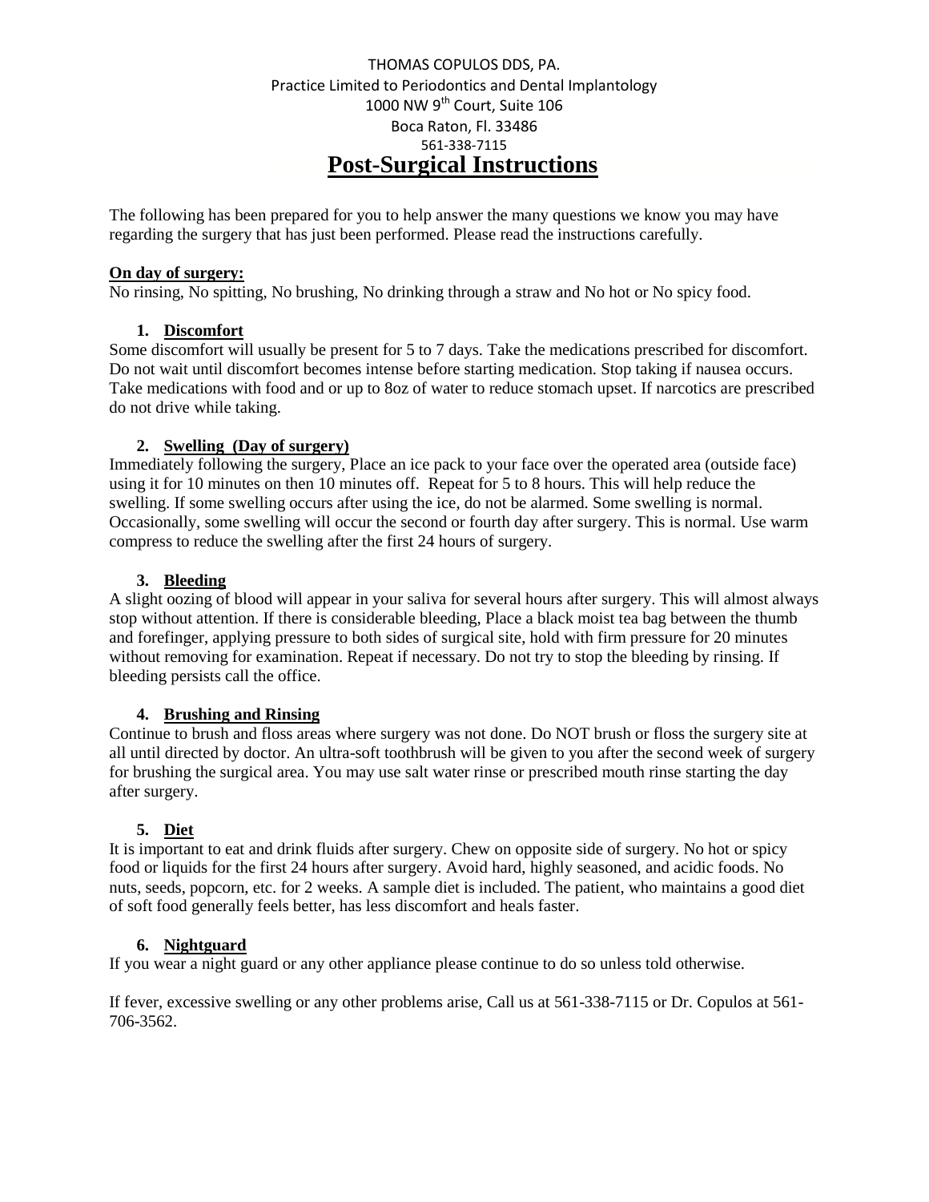THOMAS COPULOS DDS, PA.
Practice Limited to Periodontics and Dental Implantology
1000 NW 9th Court, Suite 106
Boca Raton, Fl. 33486
561-338-7115

# Post-Surgical Instructions

The following has been prepared for you to help answer the many questions we know you may have regarding the surgery that has just been performed. Please read the instructions carefully.

**On day of surgery:**
No rinsing, No spitting, No brushing, No drinking through a straw and No hot or No spicy food.

1. **Discomfort**

Some discomfort will usually be present for 5 to 7 days. Take the medications prescribed for discomfort. Do not wait until discomfort becomes intense before starting medication. Stop taking if nausea occurs. Take medications with food and or up to 8oz of water to reduce stomach upset. If narcotics are prescribed do not drive while taking.

2. **Swelling (Day of surgery)**

Immediately following the surgery, Place an ice pack to your face over the operated area (outside face) using it for 10 minutes on then 10 minutes off. Repeat for 5 to 8 hours. This will help reduce the swelling. If some swelling occurs after using the ice, do not be alarmed. Some swelling is normal. Occasionally, some swelling will occur the second or fourth day after surgery. This is normal. Use warm compress to reduce the swelling after the first 24 hours of surgery.

3. **Bleeding**

A slight oozing of blood will appear in your saliva for several hours after surgery. This will almost always stop without attention. If there is considerable bleeding, Place a black moist tea bag between the thumb and forefinger, applying pressure to both sides of surgical site, hold with firm pressure for 20 minutes without removing for examination. Repeat if necessary. Do not try to stop the bleeding by rinsing. If bleeding persists call the office.

4. **Brushing and Rinsing**

Continue to brush and floss areas where surgery was not done. Do NOT brush or floss the surgery site at all until directed by doctor. An ultra-soft toothbrush will be given to you after the second week of surgery for brushing the surgical area. You may use salt water rinse or prescribed mouth rinse starting the day after surgery.

5. **Diet**

It is important to eat and drink fluids after surgery. Chew on opposite side of surgery. No hot or spicy food or liquids for the first 24 hours after surgery. Avoid hard, highly seasoned, and acidic foods. No nuts, seeds, popcorn, etc. for 2 weeks. A sample diet is included. The patient, who maintains a good diet of soft food generally feels better, has less discomfort and heals faster.

6. **Nightguard**

If you wear a night guard or any other appliance please continue to do so unless told otherwise.

If fever, excessive swelling or any other problems arise, Call us at 561-338-7115 or Dr. Copulos at 561-706-3562.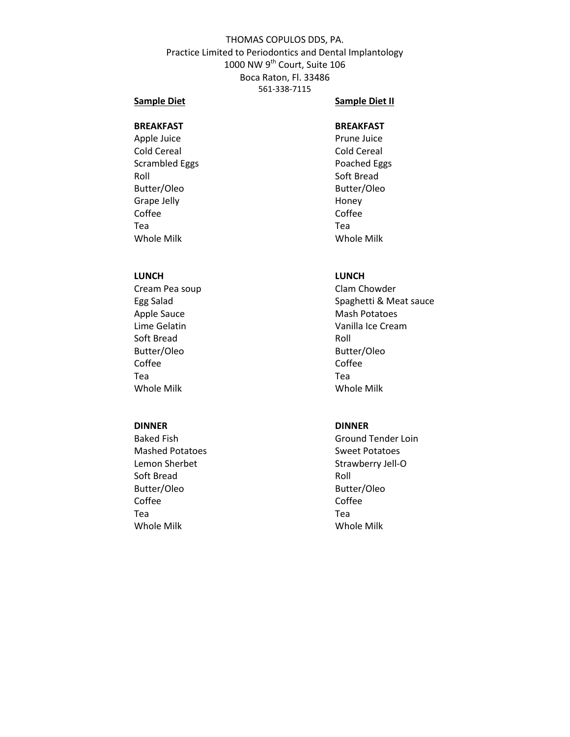THOMAS COPULOS DDS, PA.
Practice Limited to Periodontics and Dental Implantology
1000 NW 9th Court, Suite 106
Boca Raton, Fl. 33486
561-338-7115

## Sample Diet

**BREAKFAST**

Apple Juice
Cold Cereal
Scrambled Eggs
Roll
Butter/Oleo
Grape Jelly
Coffee
Tea
Whole Milk

**LUNCH**

Cream Pea soup
Egg Salad
Apple Sauce
Lime Gelatin
Soft Bread
Butter/Oleo
Coffee
Tea
Whole Milk

**DINNER**

Baked Fish
Mashed Potatoes
Lemon Sherbet
Soft Bread
Butter/Oleo
Coffee
Tea
Whole Milk

## Sample Diet II

**BREAKFAST**

Prune Juice
Cold Cereal
Poached Eggs
Soft Bread
Butter/Oleo
Honey
Coffee
Tea
Whole Milk

**LUNCH**

Clam Chowder
Spaghetti & Meat sauce
Mash Potatoes
Vanilla Ice Cream
Roll
Butter/Oleo
Coffee
Tea
Whole Milk

**DINNER**

Ground Tender Loin
Sweet Potatoes
Strawberry Jell-O
Roll
Butter/Oleo
Coffee
Tea
Whole Milk